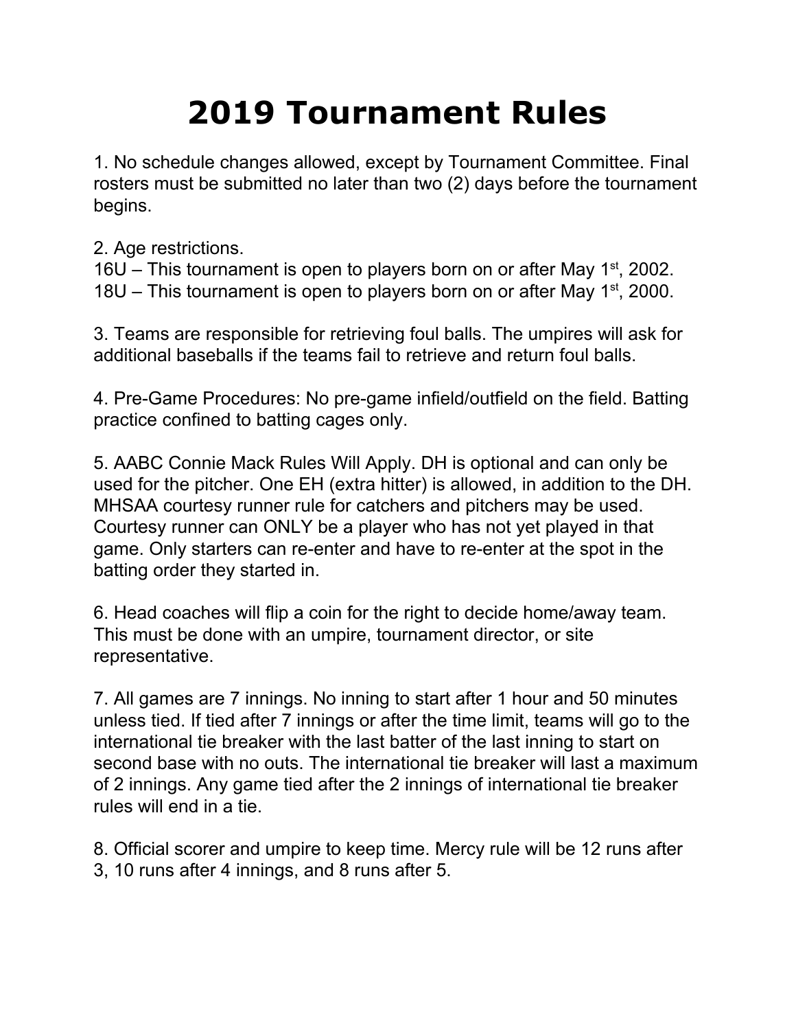# 2019 Tournament Rules

1. No schedule changes allowed, except by Tournament Committee. Final rosters must be submitted no later than two (2) days before the tournament begins.

2. Age restrictions.
16U – This tournament is open to players born on or after May 1st, 2002.
18U – This tournament is open to players born on or after May 1st, 2000.

3. Teams are responsible for retrieving foul balls. The umpires will ask for additional baseballs if the teams fail to retrieve and return foul balls.

4. Pre-Game Procedures: No pre-game infield/outfield on the field. Batting practice confined to batting cages only.

5. AABC Connie Mack Rules Will Apply. DH is optional and can only be used for the pitcher. One EH (extra hitter) is allowed, in addition to the DH. MHSAA courtesy runner rule for catchers and pitchers may be used. Courtesy runner can ONLY be a player who has not yet played in that game. Only starters can re-enter and have to re-enter at the spot in the batting order they started in.

6. Head coaches will flip a coin for the right to decide home/away team. This must be done with an umpire, tournament director, or site representative.

7. All games are 7 innings. No inning to start after 1 hour and 50 minutes unless tied. If tied after 7 innings or after the time limit, teams will go to the international tie breaker with the last batter of the last inning to start on second base with no outs. The international tie breaker will last a maximum of 2 innings. Any game tied after the 2 innings of international tie breaker rules will end in a tie.

8. Official scorer and umpire to keep time. Mercy rule will be 12 runs after 3, 10 runs after 4 innings, and 8 runs after 5.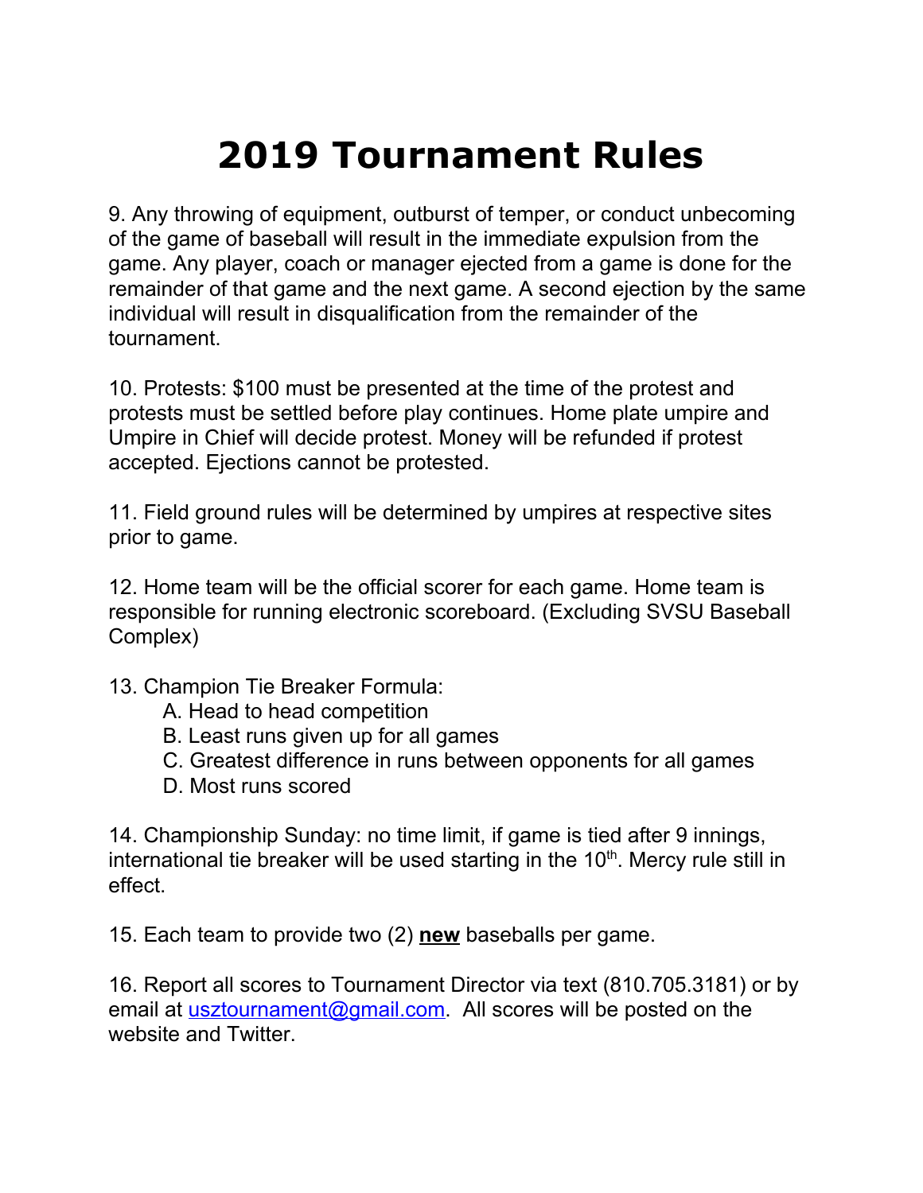# 2019 Tournament Rules

9. Any throwing of equipment, outburst of temper, or conduct unbecoming of the game of baseball will result in the immediate expulsion from the game. Any player, coach or manager ejected from a game is done for the remainder of that game and the next game. A second ejection by the same individual will result in disqualification from the remainder of the tournament.

10. Protests: $100 must be presented at the time of the protest and protests must be settled before play continues. Home plate umpire and Umpire in Chief will decide protest. Money will be refunded if protest accepted. Ejections cannot be protested.

11. Field ground rules will be determined by umpires at respective sites prior to game.

12. Home team will be the official scorer for each game. Home team is responsible for running electronic scoreboard. (Excluding SVSU Baseball Complex)

13. Champion Tie Breaker Formula:
   A. Head to head competition
   B. Least runs given up for all games
   C. Greatest difference in runs between opponents for all games
   D. Most runs scored

14. Championship Sunday: no time limit, if game is tied after 9 innings, international tie breaker will be used starting in the 10th. Mercy rule still in effect.

15. Each team to provide two (2) **new** baseballs per game.

16. Report all scores to Tournament Director via text (810.705.3181) or by email at usztournament@gmail.com. All scores will be posted on the website and Twitter.